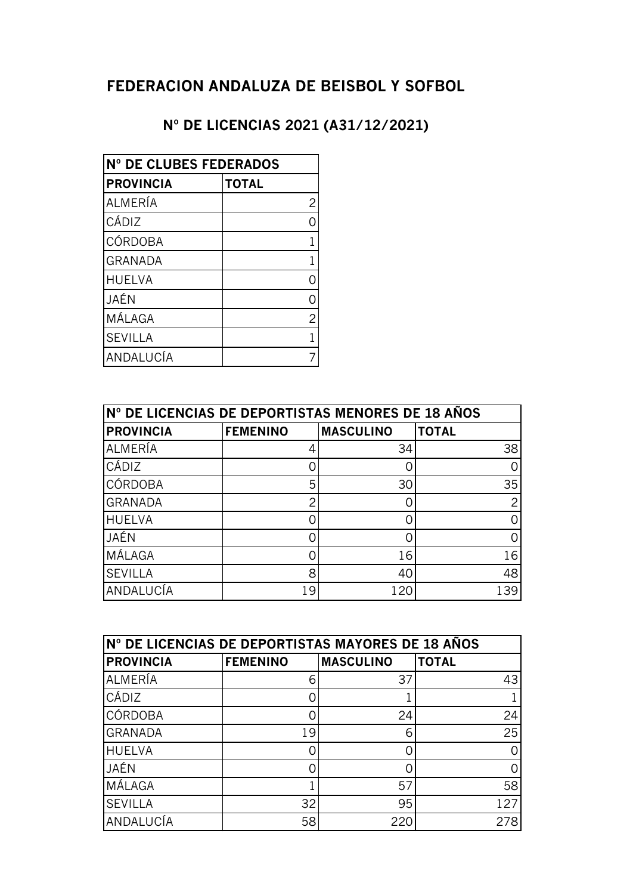# FEDERACION ANDALUZA DE BEISBOL Y SOFBOL

## Nº DE LICENCIAS 2021 (A31/12/2021)

| Nº DE CLUBES FEDERADOS | |
|---|---|
| **PROVINCIA** | **TOTAL** |
| ALMERÍA | 2 |
| CÁDIZ | 0 |
| CÓRDOBA | 1 |
| GRANADA | 1 |
| HUELVA | 0 |
| JAÉN | 0 |
| MÁLAGA | 2 |
| SEVILLA | 1 |
| ANDALUCÍA | 7 |

| Nº DE LICENCIAS DE DEPORTISTAS MENORES DE 18 AÑOS | | | |
|---|---|---|---|
| **PROVINCIA** | **FEMENINO** | **MASCULINO** | **TOTAL** |
| ALMERÍA | 4 | 34 | 38 |
| CÁDIZ | 0 | 0 | 0 |
| CÓRDOBA | 5 | 30 | 35 |
| GRANADA | 2 | 0 | 2 |
| HUELVA | 0 | 0 | 0 |
| JAÉN | 0 | 0 | 0 |
| MÁLAGA | 0 | 16 | 16 |
| SEVILLA | 8 | 40 | 48 |
| ANDALUCÍA | 19 | 120 | 139 |

| Nº DE LICENCIAS DE DEPORTISTAS MAYORES DE 18 AÑOS | | | |
|---|---|---|---|
| **PROVINCIA** | **FEMENINO** | **MASCULINO** | **TOTAL** |
| ALMERÍA | 6 | 37 | 43 |
| CÁDIZ | 0 | 1 | 1 |
| CÓRDOBA | 0 | 24 | 24 |
| GRANADA | 19 | 6 | 25 |
| HUELVA | 0 | 0 | 0 |
| JAÉN | 0 | 0 | 0 |
| MÁLAGA | 1 | 57 | 58 |
| SEVILLA | 32 | 95 | 127 |
| ANDALUCÍA | 58 | 220 | 278 |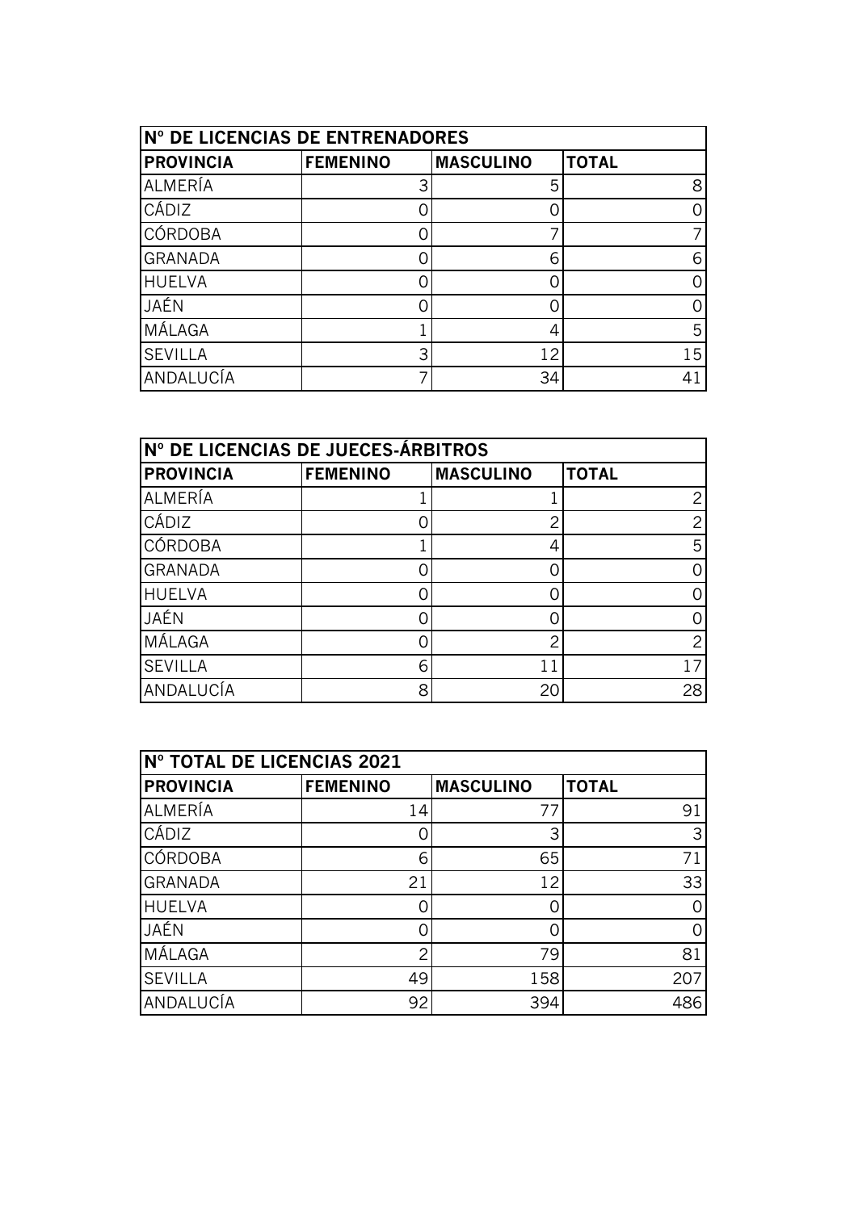| Nº DE LICENCIAS DE ENTRENADORES | | | |
|---|---|---|---|
| **PROVINCIA** | **FEMENINO** | **MASCULINO** | **TOTAL** |
| ALMERÍA | 3 | 5 | 8 |
| CÁDIZ | 0 | 0 | 0 |
| CÓRDOBA | 0 | 7 | 7 |
| GRANADA | 0 | 6 | 6 |
| HUELVA | 0 | 0 | 0 |
| JAÉN | 0 | 0 | 0 |
| MÁLAGA | 1 | 4 | 5 |
| SEVILLA | 3 | 12 | 15 |
| ANDALUCÍA | 7 | 34 | 41 |

| Nº DE LICENCIAS DE JUECES-ÁRBITROS | | | |
|---|---|---|---|
| **PROVINCIA** | **FEMENINO** | **MASCULINO** | **TOTAL** |
| ALMERÍA | 1 | 1 | 2 |
| CÁDIZ | 0 | 2 | 2 |
| CÓRDOBA | 1 | 4 | 5 |
| GRANADA | 0 | 0 | 0 |
| HUELVA | 0 | 0 | 0 |
| JAÉN | 0 | 0 | 0 |
| MÁLAGA | 0 | 2 | 2 |
| SEVILLA | 6 | 11 | 17 |
| ANDALUCÍA | 8 | 20 | 28 |

| Nº TOTAL DE LICENCIAS 2021 | | | |
|---|---|---|---|
| **PROVINCIA** | **FEMENINO** | **MASCULINO** | **TOTAL** |
| ALMERÍA | 14 | 77 | 91 |
| CÁDIZ | 0 | 3 | 3 |
| CÓRDOBA | 6 | 65 | 71 |
| GRANADA | 21 | 12 | 33 |
| HUELVA | 0 | 0 | 0 |
| JAÉN | 0 | 0 | 0 |
| MÁLAGA | 2 | 79 | 81 |
| SEVILLA | 49 | 158 | 207 |
| ANDALUCÍA | 92 | 394 | 486 |